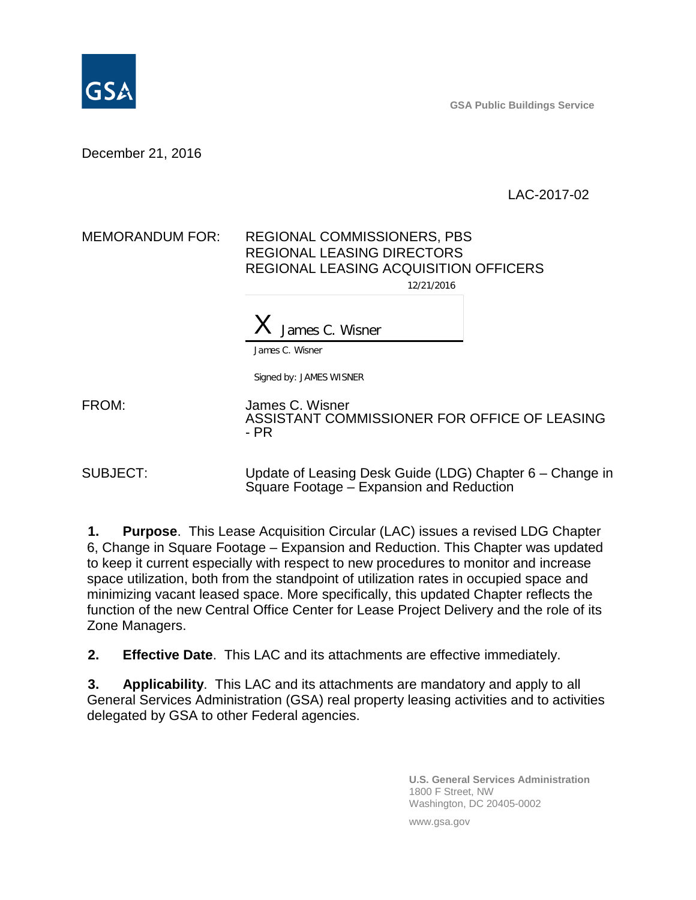GSA

GSA Public Buildings Service

December 21, 2016

LAC-2017-02

MEMORANDUM FOR: REGIONAL COMMISSIONERS, PBS
REGIONAL LEASING DIRECTORS
REGIONAL LEASING ACQUISITION OFFICERS

12/21/2016

X James C. Wisner

James C. Wisner

Signed by: JAMES WISNER

FROM: James C. Wisner
ASSISTANT COMMISSIONER FOR OFFICE OF LEASING - PR

SUBJECT: Update of Leasing Desk Guide (LDG) Chapter 6 – Change in Square Footage – Expansion and Reduction

**1. Purpose**. This Lease Acquisition Circular (LAC) issues a revised LDG Chapter 6, Change in Square Footage – Expansion and Reduction. This Chapter was updated to keep it current especially with respect to new procedures to monitor and increase space utilization, both from the standpoint of utilization rates in occupied space and minimizing vacant leased space. More specifically, this updated Chapter reflects the function of the new Central Office Center for Lease Project Delivery and the role of its Zone Managers.

**2. Effective Date**. This LAC and its attachments are effective immediately.

**3. Applicability**. This LAC and its attachments are mandatory and apply to all General Services Administration (GSA) real property leasing activities and to activities delegated by GSA to other Federal agencies.

U.S. General Services Administration
1800 F Street, NW
Washington, DC 20405-0002

www.gsa.gov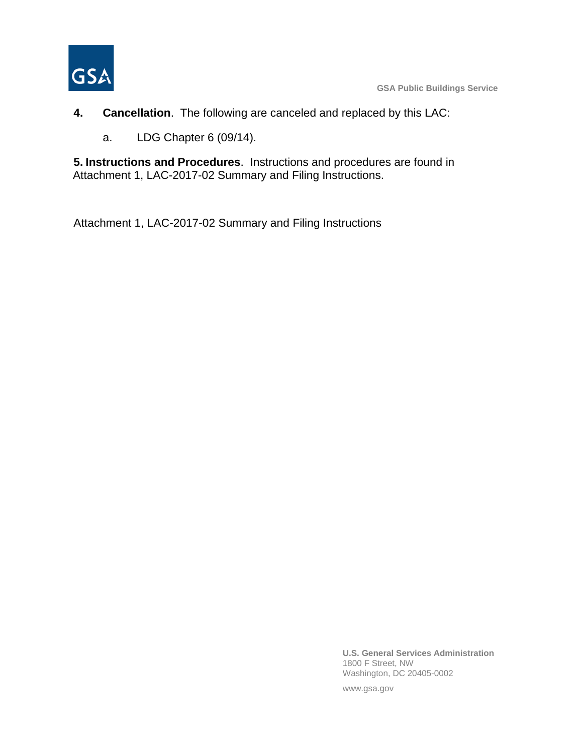**4. Cancellation**. The following are canceled and replaced by this LAC:

a. LDG Chapter 6 (09/14).

**5. Instructions and Procedures**. Instructions and procedures are found in Attachment 1, LAC-2017-02 Summary and Filing Instructions.

Attachment 1, LAC-2017-02 Summary and Filing Instructions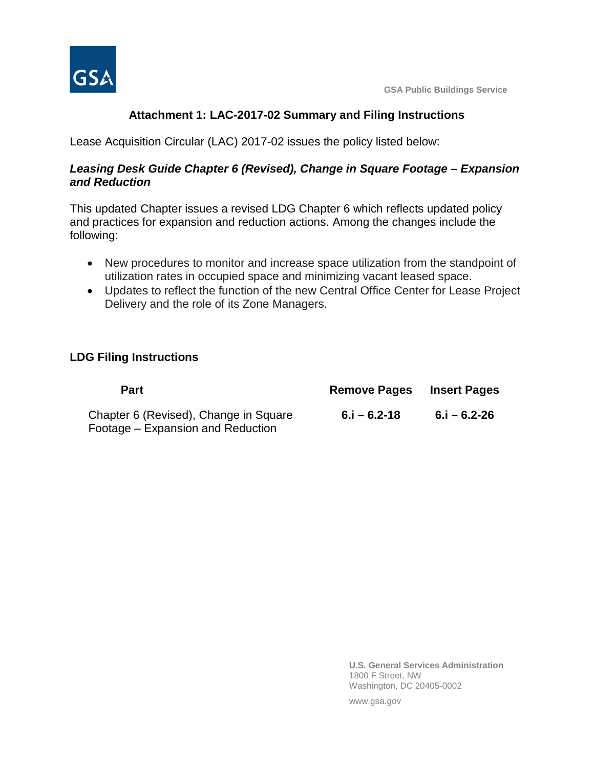GSA Public Buildings Service

# Attachment 1: LAC-2017-02 Summary and Filing Instructions

Lease Acquisition Circular (LAC) 2017-02 issues the policy listed below:

***Leasing Desk Guide Chapter 6 (Revised), Change in Square Footage – Expansion and Reduction***

This updated Chapter issues a revised LDG Chapter 6 which reflects updated policy and practices for expansion and reduction actions. Among the changes include the following:

- New procedures to monitor and increase space utilization from the standpoint of utilization rates in occupied space and minimizing vacant leased space.
- Updates to reflect the function of the new Central Office Center for Lease Project Delivery and the role of its Zone Managers.

## LDG Filing Instructions

| Part | Remove Pages | Insert Pages |
|---|---|---|
| Chapter 6 (Revised), Change in Square Footage – Expansion and Reduction | **6.i – 6.2-18** | **6.i – 6.2-26** |

**U.S. General Services Administration**
1800 F Street, NW
Washington, DC 20405-0002

www.gsa.gov